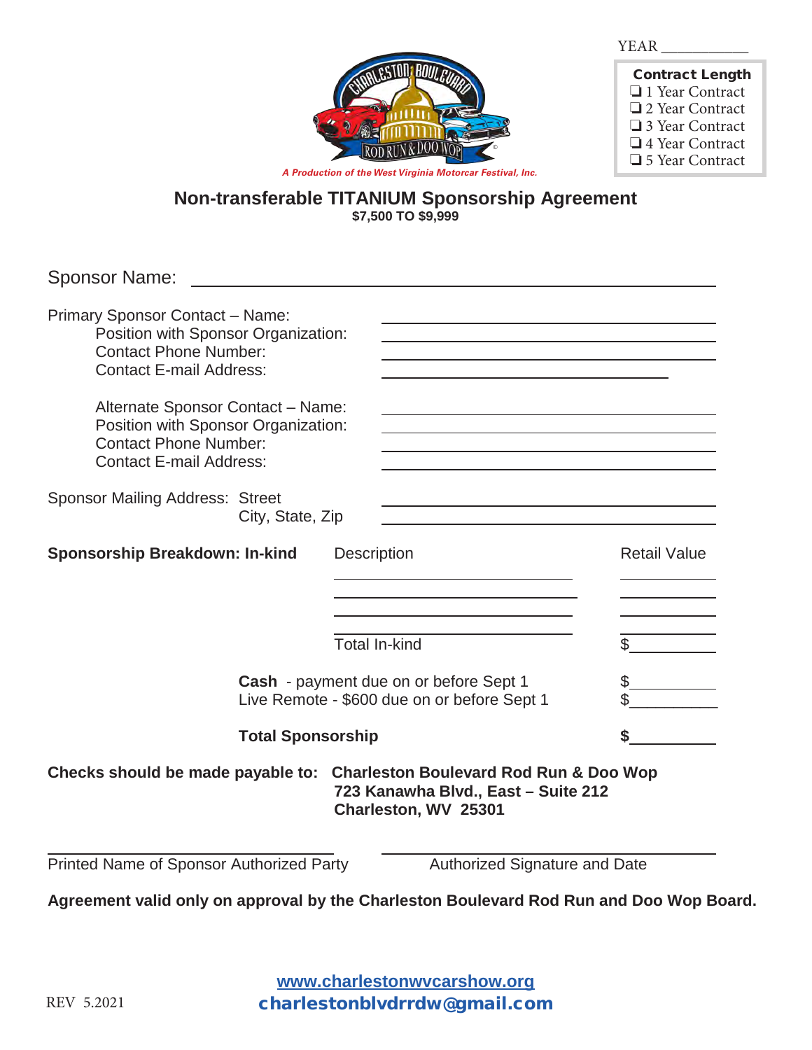YEAR ___________

**Contract Length**

- ❑ 1 Year Contract
- ❑ 2 Year Contract
- ❑ 3 Year Contract
- ❑ 4 Year Contract
- ❑ 5 Year Contract

*A Production of the West Virginia Motorcar Festival, Inc.*

## Non-transferable TITANIUM Sponsorship Agreement

**$7,500 TO $9,999**

Sponsor Name: ______________________________________________

Primary Sponsor Contact – Name: ______________________________
Position with Sponsor Organization: ______________________________
Contact Phone Number: ______________________________
Contact E-mail Address: ______________________________

Alternate Sponsor Contact – Name: ______________________________
Position with Sponsor Organization: ______________________________
Contact Phone Number: ______________________________
Contact E-mail Address: ______________________________

Sponsor Mailing Address: Street ______________________________
City, State, Zip ______________________________

| **Sponsorship Breakdown: In-kind** | Description | Retail Value |
|---|---|---|
| | ______________________ | __________ |
| | ______________________ | __________ |
| | ______________________ | __________ |
| | ______________________ | __________ |
| | Total In-kind | $__________ |
| | **Cash** - payment due on or before Sept 1 | $__________ |
| | Live Remote - $600 due on or before Sept 1 | $__________ |
| | **Total Sponsorship** | **$**__________ |

**Checks should be made payable to: Charleston Boulevard Rod Run & Doo Wop**
**723 Kanawha Blvd., East – Suite 212**
**Charleston, WV 25301**

______________________________ ______________________________
Printed Name of Sponsor Authorized Party Authorized Signature and Date

**Agreement valid only on approval by the Charleston Boulevard Rod Run and Doo Wop Board.**

REV 5.2021

www.charlestonwvcarshow.org
charlestonblvdrrdw@gmail.com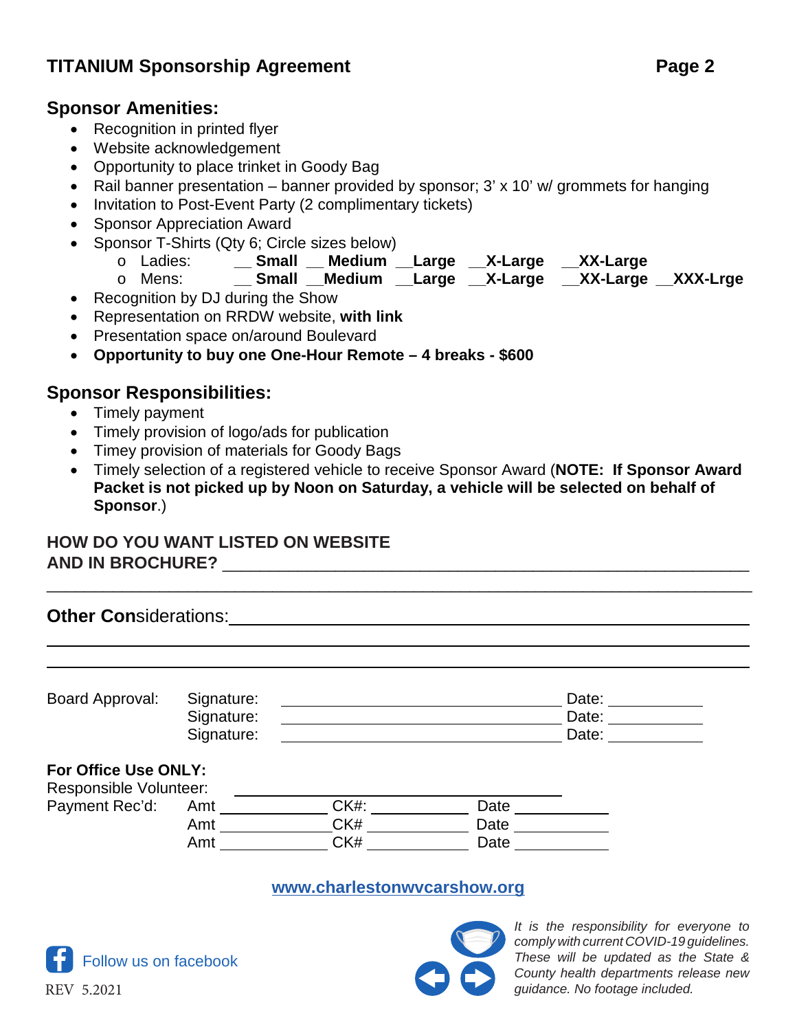## TITANIUM Sponsorship Agreement

### Sponsor Amenities:

- Recognition in printed flyer
- Website acknowledgement
- Opportunity to place trinket in Goody Bag
- Rail banner presentation – banner provided by sponsor; 3' x 10' w/ grommets for hanging
- Invitation to Post-Event Party (2 complimentary tickets)
- Sponsor Appreciation Award
- Sponsor T-Shirts (Qty 6; Circle sizes below)
  - Ladies: **__ Small __ Medium __Large __X-Large __XX-Large**
  - Mens: **__ Small __Medium __Large __X-Large __XX-Large __XXX-Lrge**
- Recognition by DJ during the Show
- Representation on RRDW website, **with link**
- Presentation space on/around Boulevard
- **Opportunity to buy one One-Hour Remote – 4 breaks - $600**

### Sponsor Responsibilities:

- Timely payment
- Timely provision of logo/ads for publication
- Timey provision of materials for Goody Bags
- Timely selection of a registered vehicle to receive Sponsor Award (**NOTE: If Sponsor Award Packet is not picked up by Noon on Saturday, a vehicle will be selected on behalf of Sponsor**.)

**HOW DO YOU WANT LISTED ON WEBSITE AND IN BROCHURE?** ________________________________________________

________________________________________________________________________

**Other Con**siderations: ________________________________________________

________________________________________________________________________

________________________________________________________________________

Board Approval: Signature: ______________________________ Date: ____________
Signature: ______________________________ Date: ____________
Signature: ______________________________ Date: ____________

**For Office Use ONLY:**

Responsible Volunteer: ______________________________

Payment Rec'd: Amt ____________ CK#: ____________ Date ____________
Amt ____________ CK# ____________ Date ____________
Amt ____________ CK# ____________ Date ____________

www.charlestonwvcarshow.org

Follow us on facebook

*It is the responsibility for everyone to comply with current COVID-19 guidelines. These will be updated as the State & County health departments release new guidance. No footage included.*

REV 5.2021